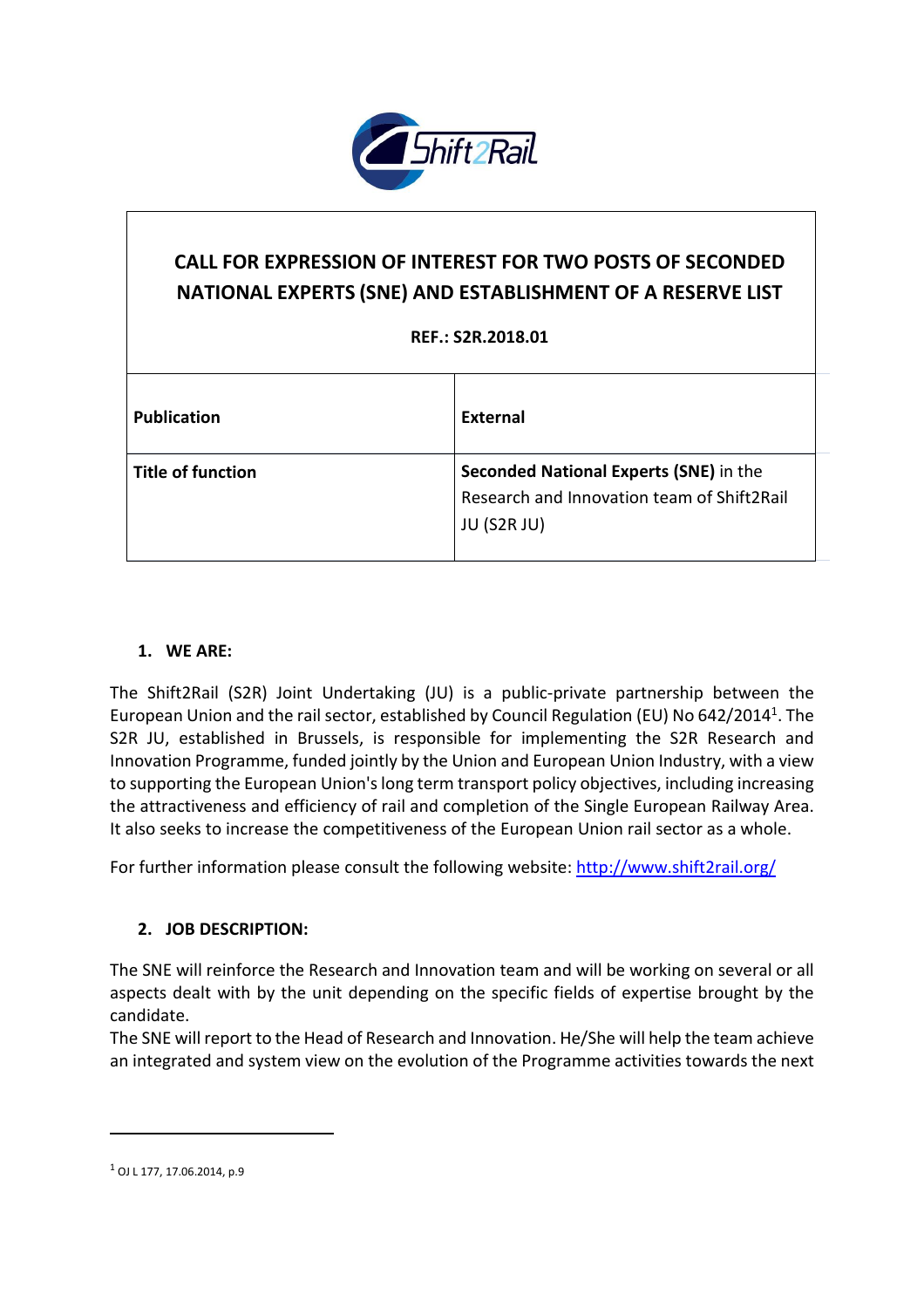# CALL FOR EXPRESSION OF INTEREST FOR TWO POSTS OF SECONDED NATIONAL EXPERTS (SNE) AND ESTABLISHMENT OF A RESERVE LIST

**REF.: S2R.2018.01**

| | |
|---|---|
| **Publication** | **External** |
| **Title of function** | **Seconded National Experts (SNE)** in the Research and Innovation team of Shift2Rail JU (S2R JU) |

## 1. WE ARE:

The Shift2Rail (S2R) Joint Undertaking (JU) is a public-private partnership between the European Union and the rail sector, established by Council Regulation (EU) No 642/2014[1]. The S2R JU, established in Brussels, is responsible for implementing the S2R Research and Innovation Programme, funded jointly by the Union and European Union Industry, with a view to supporting the European Union's long term transport policy objectives, including increasing the attractiveness and efficiency of rail and completion of the Single European Railway Area. It also seeks to increase the competitiveness of the European Union rail sector as a whole.

For further information please consult the following website: http://www.shift2rail.org/

## 2. JOB DESCRIPTION:

The SNE will reinforce the Research and Innovation team and will be working on several or all aspects dealt with by the unit depending on the specific fields of expertise brought by the candidate.
The SNE will report to the Head of Research and Innovation. He/She will help the team achieve an integrated and system view on the evolution of the Programme activities towards the next

[1] OJ L 177, 17.06.2014, p.9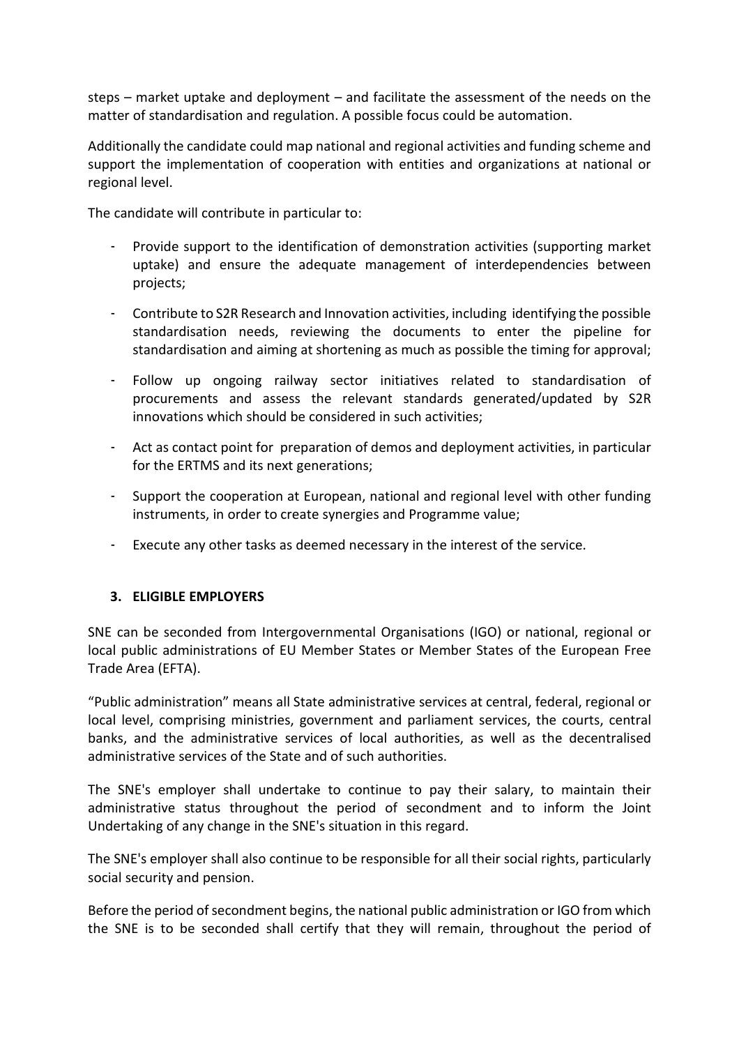steps – market uptake and deployment – and facilitate the assessment of the needs on the matter of standardisation and regulation. A possible focus could be automation.

Additionally the candidate could map national and regional activities and funding scheme and support the implementation of cooperation with entities and organizations at national or regional level.

The candidate will contribute in particular to:

- Provide support to the identification of demonstration activities (supporting market uptake) and ensure the adequate management of interdependencies between projects;
- Contribute to S2R Research and Innovation activities, including identifying the possible standardisation needs, reviewing the documents to enter the pipeline for standardisation and aiming at shortening as much as possible the timing for approval;
- Follow up ongoing railway sector initiatives related to standardisation of procurements and assess the relevant standards generated/updated by S2R innovations which should be considered in such activities;
- Act as contact point for preparation of demos and deployment activities, in particular for the ERTMS and its next generations;
- Support the cooperation at European, national and regional level with other funding instruments, in order to create synergies and Programme value;
- Execute any other tasks as deemed necessary in the interest of the service.

## 3. ELIGIBLE EMPLOYERS

SNE can be seconded from Intergovernmental Organisations (IGO) or national, regional or local public administrations of EU Member States or Member States of the European Free Trade Area (EFTA).

"Public administration" means all State administrative services at central, federal, regional or local level, comprising ministries, government and parliament services, the courts, central banks, and the administrative services of local authorities, as well as the decentralised administrative services of the State and of such authorities.

The SNE's employer shall undertake to continue to pay their salary, to maintain their administrative status throughout the period of secondment and to inform the Joint Undertaking of any change in the SNE's situation in this regard.

The SNE's employer shall also continue to be responsible for all their social rights, particularly social security and pension.

Before the period of secondment begins, the national public administration or IGO from which the SNE is to be seconded shall certify that they will remain, throughout the period of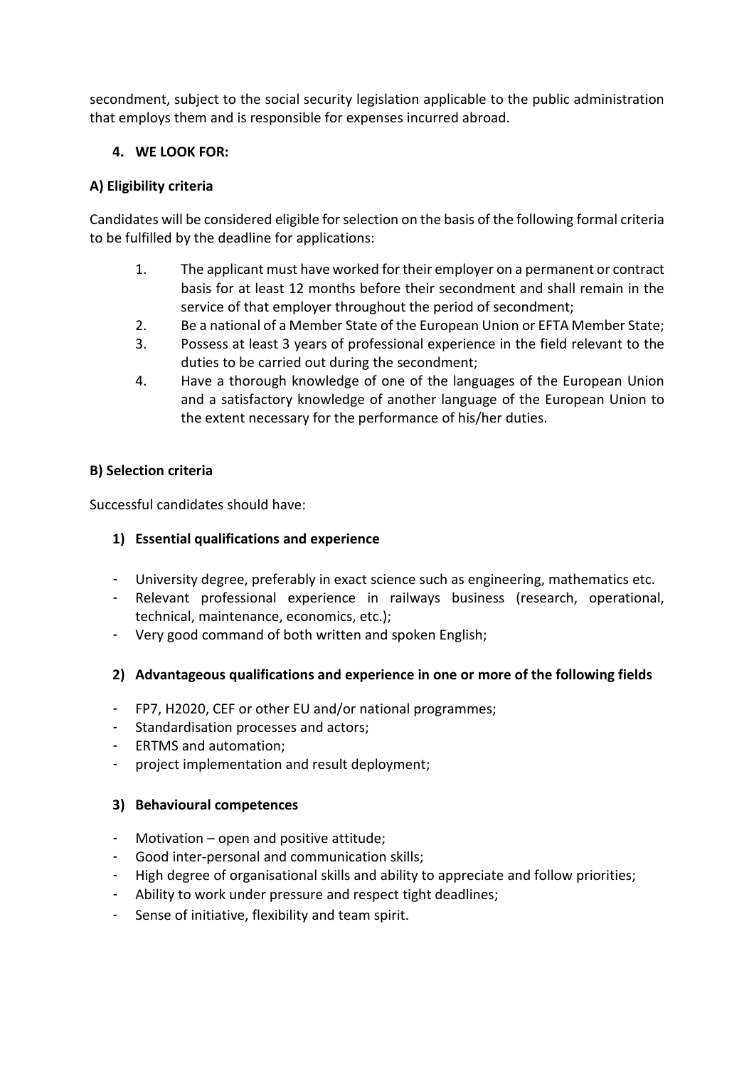secondment, subject to the social security legislation applicable to the public administration that employs them and is responsible for expenses incurred abroad.

## 4. WE LOOK FOR:

### A) Eligibility criteria

Candidates will be considered eligible for selection on the basis of the following formal criteria to be fulfilled by the deadline for applications:

1. The applicant must have worked for their employer on a permanent or contract basis for at least 12 months before their secondment and shall remain in the service of that employer throughout the period of secondment;
2. Be a national of a Member State of the European Union or EFTA Member State;
3. Possess at least 3 years of professional experience in the field relevant to the duties to be carried out during the secondment;
4. Have a thorough knowledge of one of the languages of the European Union and a satisfactory knowledge of another language of the European Union to the extent necessary for the performance of his/her duties.

### B) Selection criteria

Successful candidates should have:

#### 1) Essential qualifications and experience

- University degree, preferably in exact science such as engineering, mathematics etc.
- Relevant professional experience in railways business (research, operational, technical, maintenance, economics, etc.);
- Very good command of both written and spoken English;

#### 2) Advantageous qualifications and experience in one or more of the following fields

- FP7, H2020, CEF or other EU and/or national programmes;
- Standardisation processes and actors;
- ERTMS and automation;
- project implementation and result deployment;

#### 3) Behavioural competences

- Motivation – open and positive attitude;
- Good inter-personal and communication skills;
- High degree of organisational skills and ability to appreciate and follow priorities;
- Ability to work under pressure and respect tight deadlines;
- Sense of initiative, flexibility and team spirit.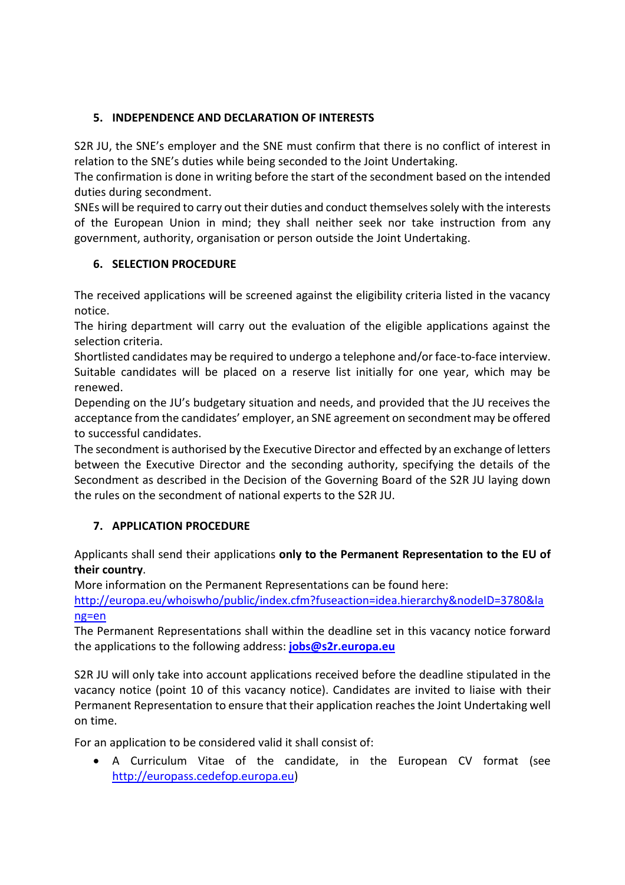## 5. INDEPENDENCE AND DECLARATION OF INTERESTS

S2R JU, the SNE's employer and the SNE must confirm that there is no conflict of interest in relation to the SNE's duties while being seconded to the Joint Undertaking.
The confirmation is done in writing before the start of the secondment based on the intended duties during secondment.
SNEs will be required to carry out their duties and conduct themselves solely with the interests of the European Union in mind; they shall neither seek nor take instruction from any government, authority, organisation or person outside the Joint Undertaking.

## 6. SELECTION PROCEDURE

The received applications will be screened against the eligibility criteria listed in the vacancy notice.
The hiring department will carry out the evaluation of the eligible applications against the selection criteria.
Shortlisted candidates may be required to undergo a telephone and/or face-to-face interview.
Suitable candidates will be placed on a reserve list initially for one year, which may be renewed.
Depending on the JU's budgetary situation and needs, and provided that the JU receives the acceptance from the candidates' employer, an SNE agreement on secondment may be offered to successful candidates.
The secondment is authorised by the Executive Director and effected by an exchange of letters between the Executive Director and the seconding authority, specifying the details of the Secondment as described in the Decision of the Governing Board of the S2R JU laying down the rules on the secondment of national experts to the S2R JU.

## 7. APPLICATION PROCEDURE

Applicants shall send their applications **only to the Permanent Representation to the EU of their country**.
More information on the Permanent Representations can be found here:
http://europa.eu/whoiswho/public/index.cfm?fuseaction=idea.hierarchy&nodeID=3780&lang=en
The Permanent Representations shall within the deadline set in this vacancy notice forward the applications to the following address: **jobs@s2r.europa.eu**

S2R JU will only take into account applications received before the deadline stipulated in the vacancy notice (point 10 of this vacancy notice). Candidates are invited to liaise with their Permanent Representation to ensure that their application reaches the Joint Undertaking well on time.

For an application to be considered valid it shall consist of:

- A Curriculum Vitae of the candidate, in the European CV format (see http://europass.cedefop.europa.eu)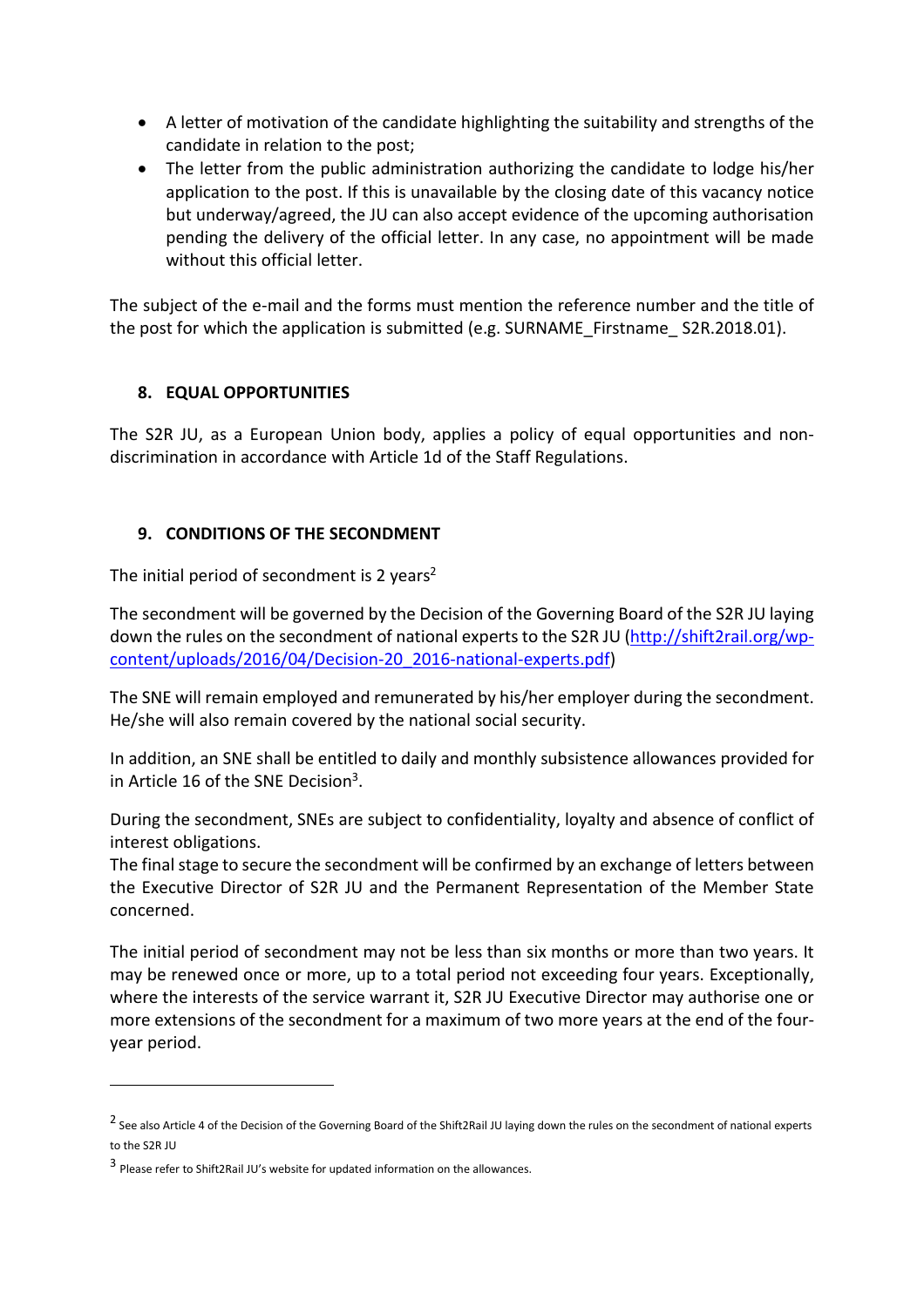- A letter of motivation of the candidate highlighting the suitability and strengths of the candidate in relation to the post;
- The letter from the public administration authorizing the candidate to lodge his/her application to the post. If this is unavailable by the closing date of this vacancy notice but underway/agreed, the JU can also accept evidence of the upcoming authorisation pending the delivery of the official letter. In any case, no appointment will be made without this official letter.

The subject of the e-mail and the forms must mention the reference number and the title of the post for which the application is submitted (e.g. SURNAME_Firstname_ S2R.2018.01).

## 8. EQUAL OPPORTUNITIES

The S2R JU, as a European Union body, applies a policy of equal opportunities and non-discrimination in accordance with Article 1d of the Staff Regulations.

## 9. CONDITIONS OF THE SECONDMENT

The initial period of secondment is 2 years[2]

The secondment will be governed by the Decision of the Governing Board of the S2R JU laying down the rules on the secondment of national experts to the S2R JU (http://shift2rail.org/wp-content/uploads/2016/04/Decision-20_2016-national-experts.pdf)

The SNE will remain employed and remunerated by his/her employer during the secondment. He/she will also remain covered by the national social security.

In addition, an SNE shall be entitled to daily and monthly subsistence allowances provided for in Article 16 of the SNE Decision[3].

During the secondment, SNEs are subject to confidentiality, loyalty and absence of conflict of interest obligations.
The final stage to secure the secondment will be confirmed by an exchange of letters between the Executive Director of S2R JU and the Permanent Representation of the Member State concerned.

The initial period of secondment may not be less than six months or more than two years. It may be renewed once or more, up to a total period not exceeding four years. Exceptionally, where the interests of the service warrant it, S2R JU Executive Director may authorise one or more extensions of the secondment for a maximum of two more years at the end of the four-year period.

---

[2] See also Article 4 of the Decision of the Governing Board of the Shift2Rail JU laying down the rules on the secondment of national experts to the S2R JU

[3] Please refer to Shift2Rail JU's website for updated information on the allowances.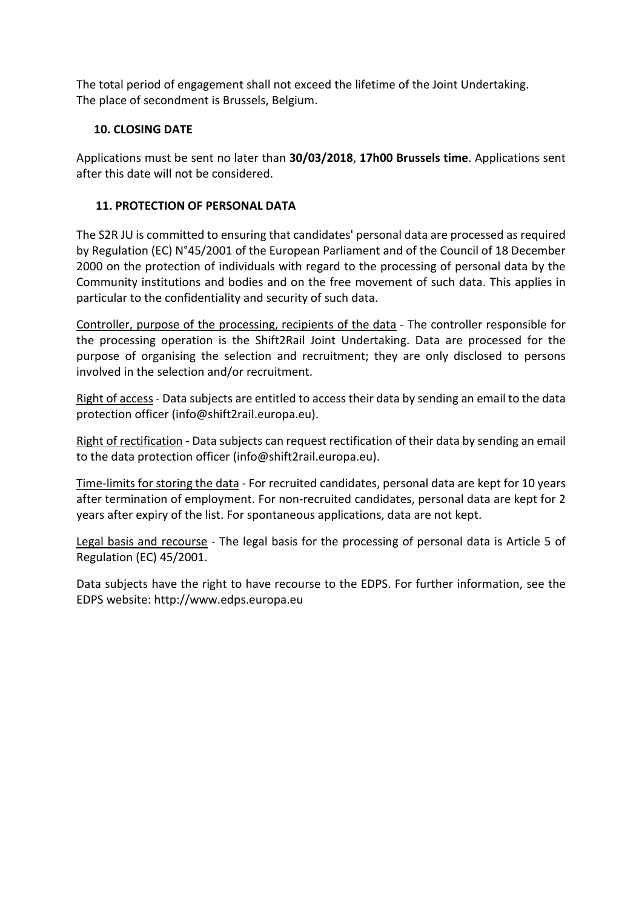The total period of engagement shall not exceed the lifetime of the Joint Undertaking.
The place of secondment is Brussels, Belgium.

## 10. CLOSING DATE

Applications must be sent no later than **30/03/2018**, **17h00 Brussels time**. Applications sent after this date will not be considered.

## 11. PROTECTION OF PERSONAL DATA

The S2R JU is committed to ensuring that candidates' personal data are processed as required by Regulation (EC) N°45/2001 of the European Parliament and of the Council of 18 December 2000 on the protection of individuals with regard to the processing of personal data by the Community institutions and bodies and on the free movement of such data. This applies in particular to the confidentiality and security of such data.

Controller, purpose of the processing, recipients of the data - The controller responsible for the processing operation is the Shift2Rail Joint Undertaking. Data are processed for the purpose of organising the selection and recruitment; they are only disclosed to persons involved in the selection and/or recruitment.

Right of access - Data subjects are entitled to access their data by sending an email to the data protection officer (info@shift2rail.europa.eu).

Right of rectification - Data subjects can request rectification of their data by sending an email to the data protection officer (info@shift2rail.europa.eu).

Time-limits for storing the data - For recruited candidates, personal data are kept for 10 years after termination of employment. For non-recruited candidates, personal data are kept for 2 years after expiry of the list. For spontaneous applications, data are not kept.

Legal basis and recourse - The legal basis for the processing of personal data is Article 5 of Regulation (EC) 45/2001.

Data subjects have the right to have recourse to the EDPS. For further information, see the EDPS website: http://www.edps.europa.eu